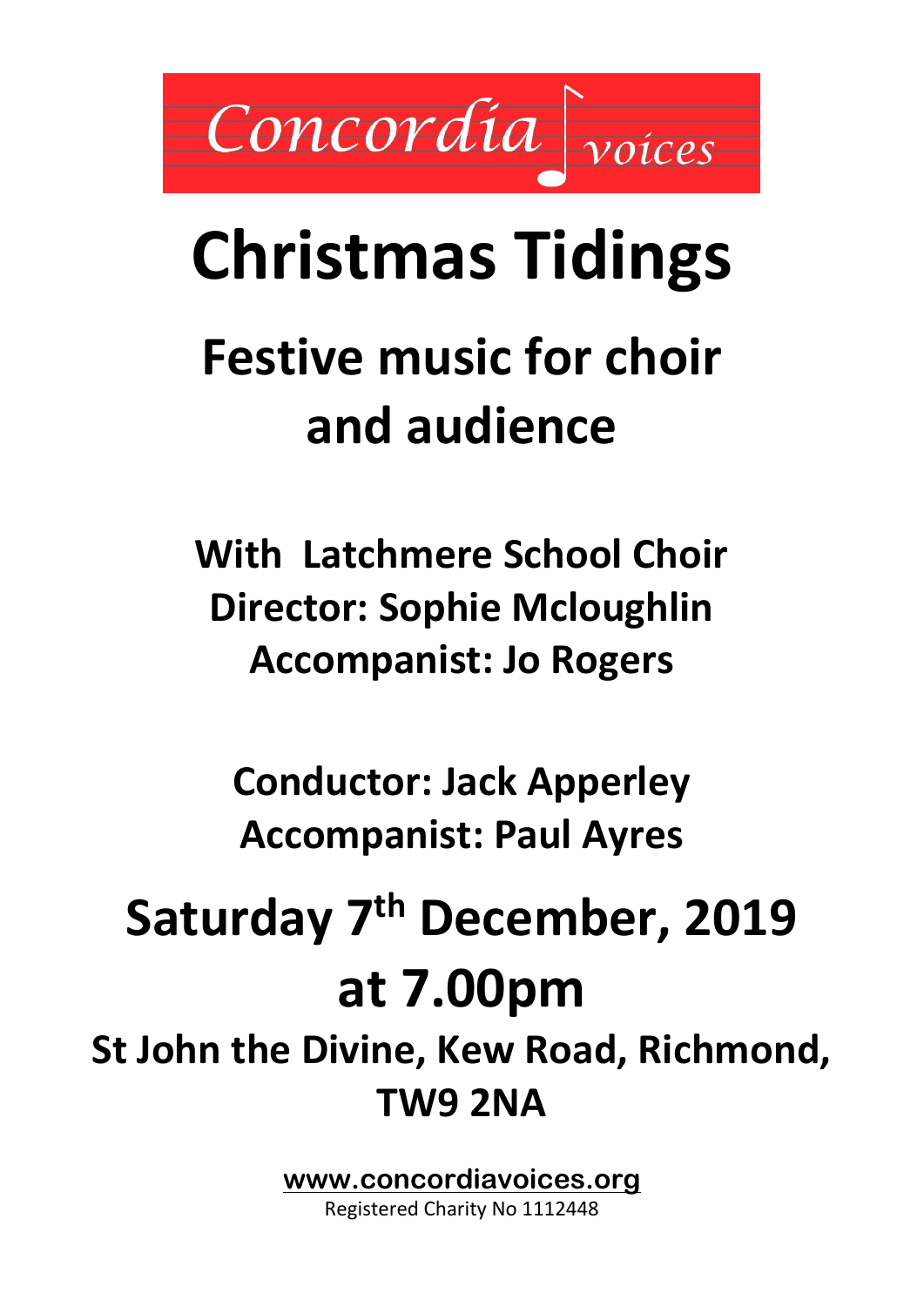Concordia voices

# Christmas Tidings

## Festive music for choir and audience

**With Latchmere School Choir**
**Director: Sophie Mcloughlin**
**Accompanist: Jo Rogers**

**Conductor: Jack Apperley**
**Accompanist: Paul Ayres**

## Saturday 7th December, 2019 at 7.00pm

**St John the Divine, Kew Road, Richmond, TW9 2NA**

www.concordiavoices.org

Registered Charity No 1112448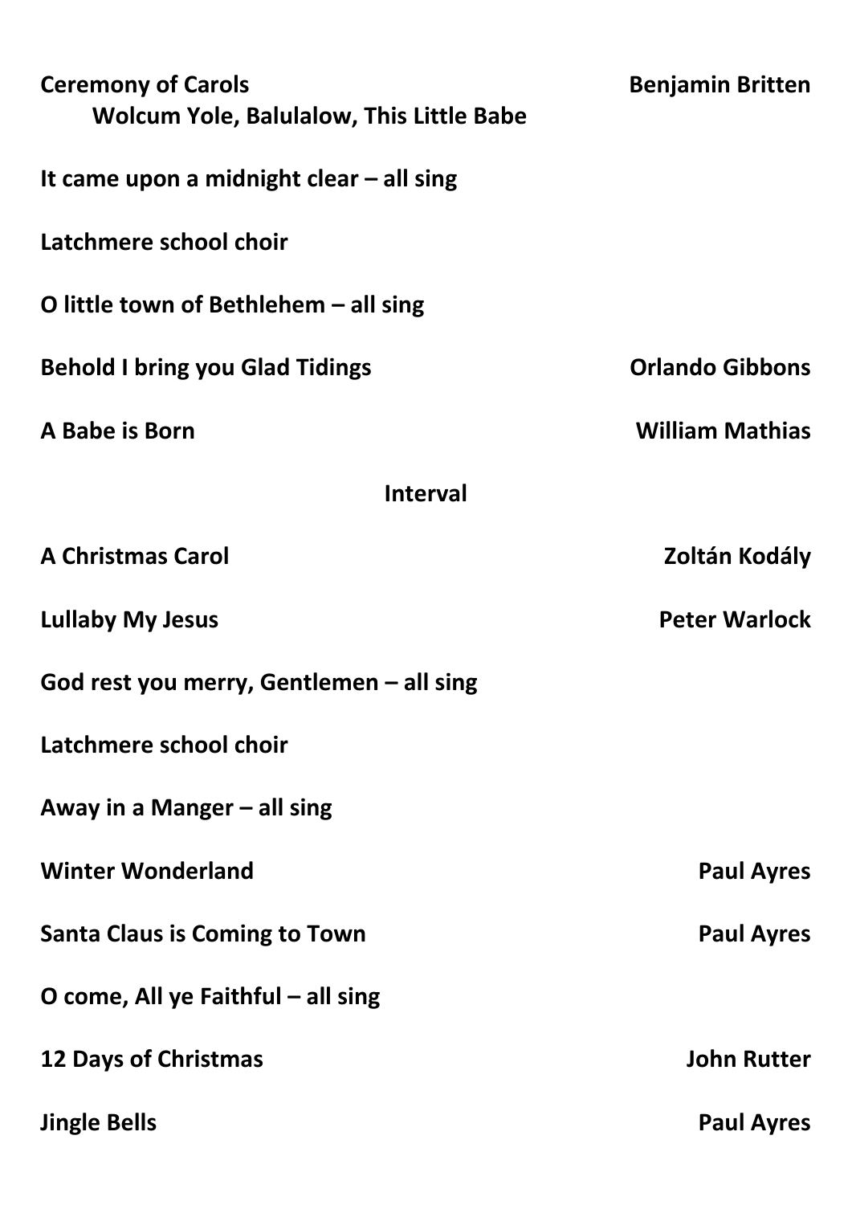**Ceremony of Carols** — **Benjamin Britten**
**Wolcum Yole, Balulalow, This Little Babe**

**It came upon a midnight clear – all sing**

**Latchmere school choir**

**O little town of Bethlehem – all sing**

**Behold I bring you Glad Tidings** — **Orlando Gibbons**

**A Babe is Born** — **William Mathias**

**Interval**

**A Christmas Carol** — **Zoltán Kodály**

**Lullaby My Jesus** — **Peter Warlock**

**God rest you merry, Gentlemen – all sing**

**Latchmere school choir**

**Away in a Manger – all sing**

**Winter Wonderland** — **Paul Ayres**

**Santa Claus is Coming to Town** — **Paul Ayres**

**O come, All ye Faithful – all sing**

**12 Days of Christmas** — **John Rutter**

**Jingle Bells** — **Paul Ayres**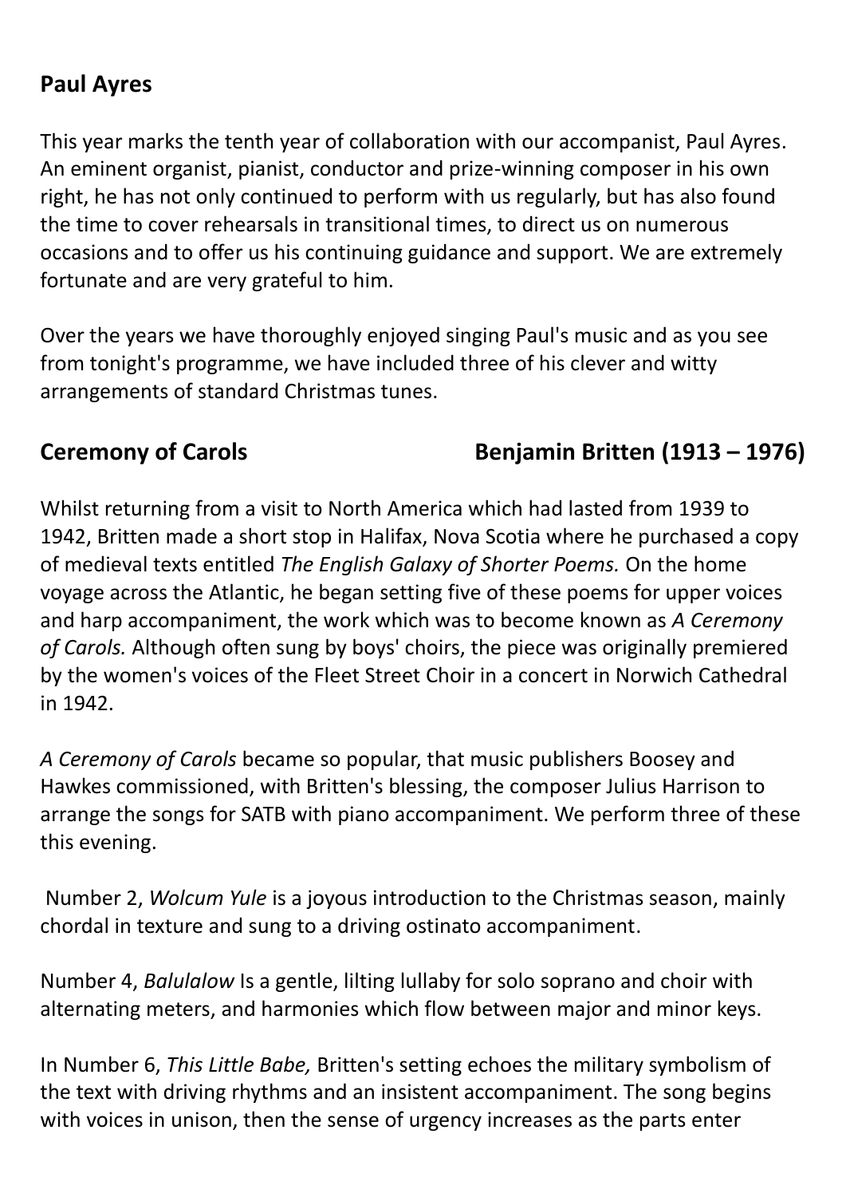## Paul Ayres

This year marks the tenth year of collaboration with our accompanist, Paul Ayres. An eminent organist, pianist, conductor and prize-winning composer in his own right, he has not only continued to perform with us regularly, but has also found the time to cover rehearsals in transitional times, to direct us on numerous occasions and to offer us his continuing guidance and support. We are extremely fortunate and are very grateful to him.

Over the years we have thoroughly enjoyed singing Paul's music and as you see from tonight's programme, we have included three of his clever and witty arrangements of standard Christmas tunes.

## Ceremony of Carols — Benjamin Britten (1913 – 1976)

Whilst returning from a visit to North America which had lasted from 1939 to 1942, Britten made a short stop in Halifax, Nova Scotia where he purchased a copy of medieval texts entitled *The English Galaxy of Shorter Poems.* On the home voyage across the Atlantic, he began setting five of these poems for upper voices and harp accompaniment, the work which was to become known as *A Ceremony of Carols.* Although often sung by boys' choirs, the piece was originally premiered by the women's voices of the Fleet Street Choir in a concert in Norwich Cathedral in 1942.

*A Ceremony of Carols* became so popular, that music publishers Boosey and Hawkes commissioned, with Britten's blessing, the composer Julius Harrison to arrange the songs for SATB with piano accompaniment. We perform three of these this evening.

Number 2, *Wolcum Yule* is a joyous introduction to the Christmas season, mainly chordal in texture and sung to a driving ostinato accompaniment.

Number 4, *Balulalow* Is a gentle, lilting lullaby for solo soprano and choir with alternating meters, and harmonies which flow between major and minor keys.

In Number 6, *This Little Babe,* Britten's setting echoes the military symbolism of the text with driving rhythms and an insistent accompaniment. The song begins with voices in unison, then the sense of urgency increases as the parts enter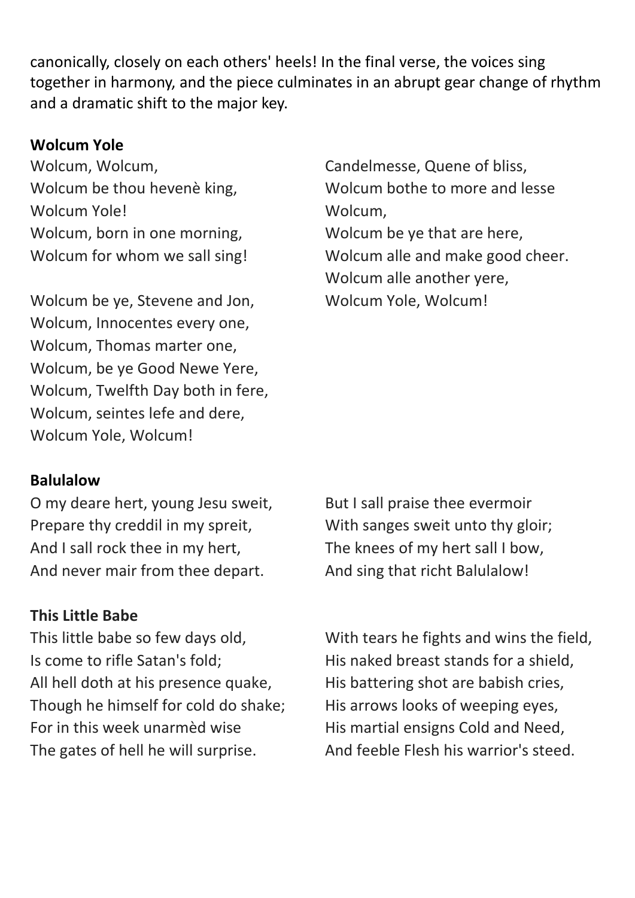canonically, closely on each others' heels! In the final verse, the voices sing together in harmony, and the piece culminates in an abrupt gear change of rhythm and a dramatic shift to the major key.

**Wolcum Yole**

Wolcum, Wolcum,
Wolcum be thou hevenè king,
Wolcum Yole!
Wolcum, born in one morning,
Wolcum for whom we sall sing!

Wolcum be ye, Stevene and Jon,
Wolcum, Innocentes every one,
Wolcum, Thomas marter one,
Wolcum, be ye Good Newe Yere,
Wolcum, Twelfth Day both in fere,
Wolcum, seintes lefe and dere,
Wolcum Yole, Wolcum!

Candelmesse, Quene of bliss,
Wolcum bothe to more and lesse
Wolcum,
Wolcum be ye that are here,
Wolcum alle and make good cheer.
Wolcum alle another yere,
Wolcum Yole, Wolcum!

**Balulalow**

O my deare hert, young Jesu sweit,
Prepare thy creddil in my spreit,
And I sall rock thee in my hert,
And never mair from thee depart.

But I sall praise thee evermoir
With sanges sweit unto thy gloir;
The knees of my hert sall I bow,
And sing that richt Balulalow!

**This Little Babe**

This little babe so few days old,
Is come to rifle Satan's fold;
All hell doth at his presence quake,
Though he himself for cold do shake;
For in this week unarmèd wise
The gates of hell he will surprise.

With tears he fights and wins the field,
His naked breast stands for a shield,
His battering shot are babish cries,
His arrows looks of weeping eyes,
His martial ensigns Cold and Need,
And feeble Flesh his warrior's steed.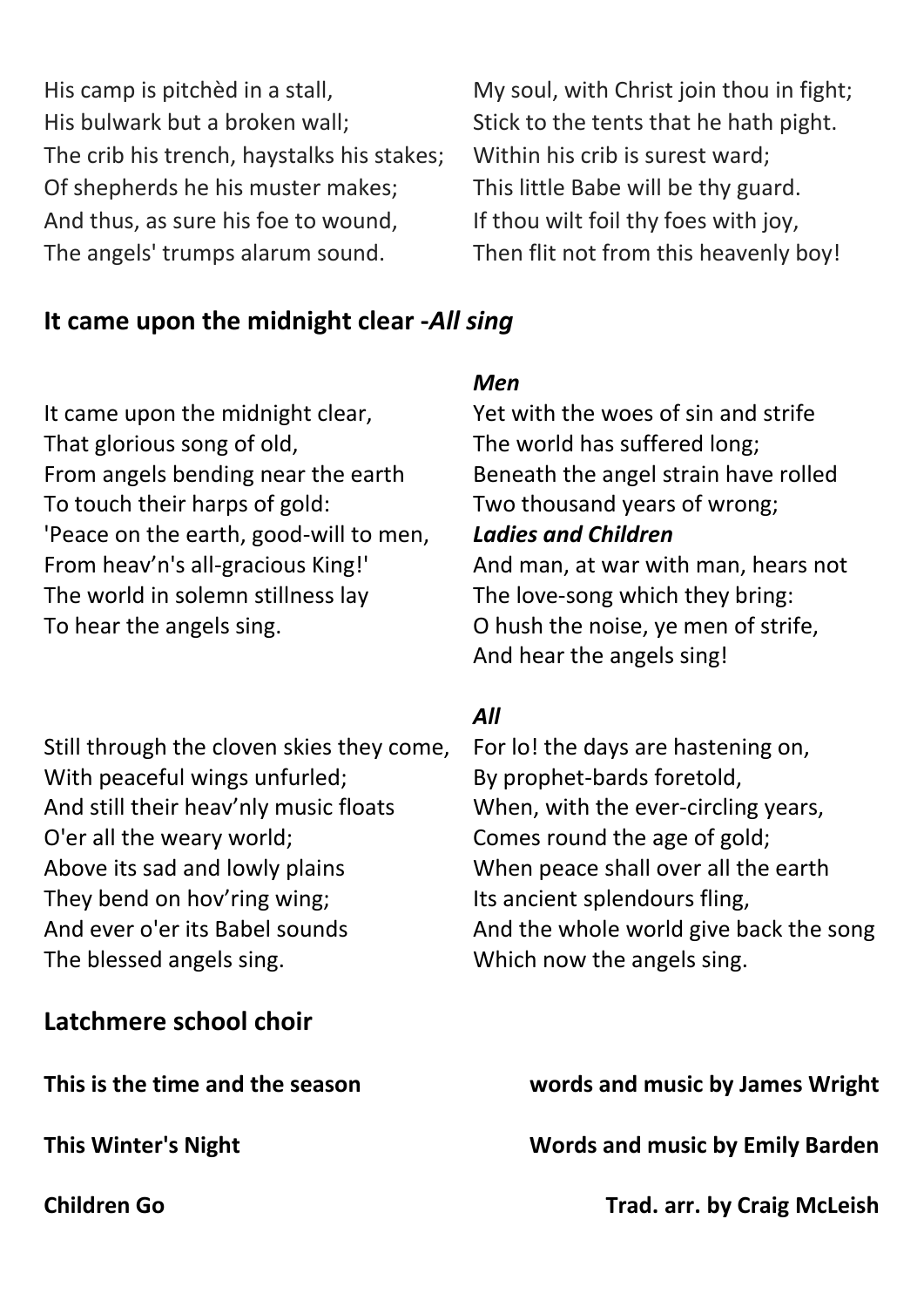His camp is pitchèd in a stall,
His bulwark but a broken wall;
The crib his trench, haystalks his stakes;
Of shepherds he his muster makes;
And thus, as sure his foe to wound,
The angels' trumps alarum sound.

My soul, with Christ join thou in fight;
Stick to the tents that he hath pight.
Within his crib is surest ward;
This little Babe will be thy guard.
If thou wilt foil thy foes with joy,
Then flit not from this heavenly boy!

## It came upon the midnight clear -*All sing*

It came upon the midnight clear,
That glorious song of old,
From angels bending near the earth
To touch their harps of gold:
'Peace on the earth, good-will to men,
From heav'n's all-gracious King!'
The world in solemn stillness lay
To hear the angels sing.

***Men***

Yet with the woes of sin and strife
The world has suffered long;
Beneath the angel strain have rolled
Two thousand years of wrong;

***Ladies and Children***

And man, at war with man, hears not
The love-song which they bring:
O hush the noise, ye men of strife,
And hear the angels sing!

Still through the cloven skies they come,
With peaceful wings unfurled;
And still their heav'nly music floats
O'er all the weary world;
Above its sad and lowly plains
They bend on hov'ring wing;
And ever o'er its Babel sounds
The blessed angels sing.

***All***

For lo! the days are hastening on,
By prophet-bards foretold,
When, with the ever-circling years,
Comes round the age of gold;
When peace shall over all the earth
Its ancient splendours fling,
And the whole world give back the song
Which now the angels sing.

## Latchmere school choir

**This is the time and the season** — **words and music by James Wright**

**This Winter's Night** — **Words and music by Emily Barden**

**Children Go** — **Trad. arr. by Craig McLeish**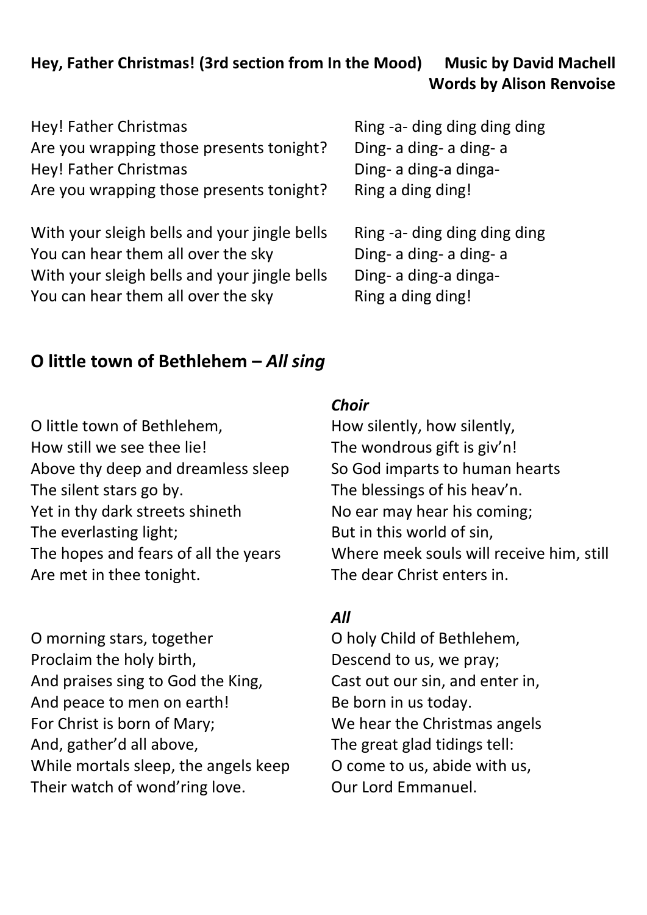**Hey, Father Christmas! (3rd section from In the Mood)** **Music by David Machell**
**Words by Alison Renvoise**

Hey! Father Christmas
Are you wrapping those presents tonight?
Hey! Father Christmas
Are you wrapping those presents tonight?

Ring -a- ding ding ding ding
Ding- a ding- a ding- a
Ding- a ding-a dinga-
Ring a ding ding!

With your sleigh bells and your jingle bells
You can hear them all over the sky
With your sleigh bells and your jingle bells
You can hear them all over the sky

Ring -a- ding ding ding ding
Ding- a ding- a ding- a
Ding- a ding-a dinga-
Ring a ding ding!

## O little town of Bethlehem – *All sing*

O little town of Bethlehem,
How still we see thee lie!
Above thy deep and dreamless sleep
The silent stars go by.
Yet in thy dark streets shineth
The everlasting light;
The hopes and fears of all the years
Are met in thee tonight.

O morning stars, together
Proclaim the holy birth,
And praises sing to God the King,
And peace to men on earth!
For Christ is born of Mary;
And, gather'd all above,
While mortals sleep, the angels keep
Their watch of wond'ring love.

***Choir***

How silently, how silently,
The wondrous gift is giv'n!
So God imparts to human hearts
The blessings of his heav'n.
No ear may hear his coming;
But in this world of sin,
Where meek souls will receive him, still
The dear Christ enters in.

***All***

O holy Child of Bethlehem,
Descend to us, we pray;
Cast out our sin, and enter in,
Be born in us today.
We hear the Christmas angels
The great glad tidings tell:
O come to us, abide with us,
Our Lord Emmanuel.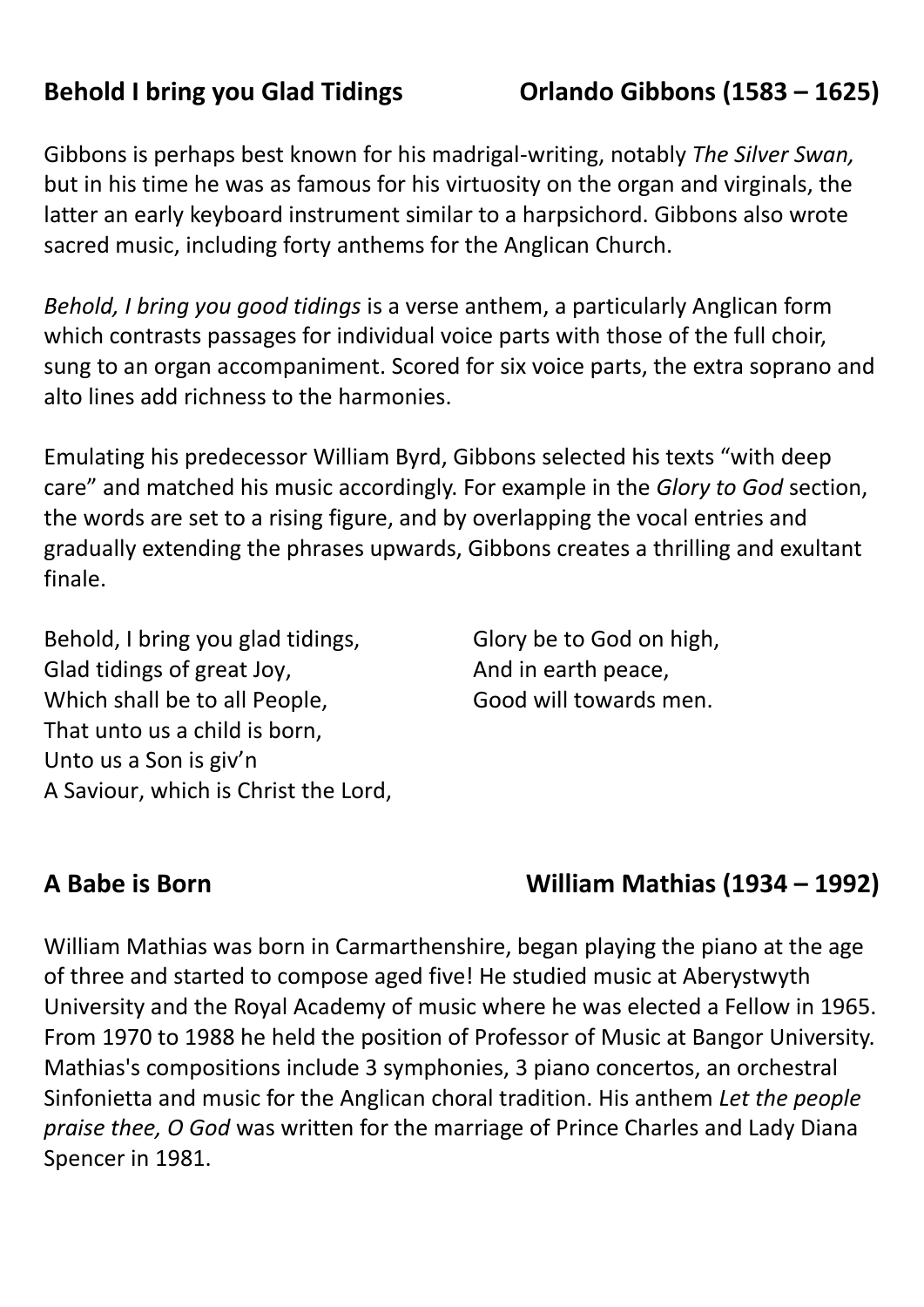## Behold I bring you Glad Tidings — Orlando Gibbons (1583 – 1625)

Gibbons is perhaps best known for his madrigal-writing, notably *The Silver Swan,* but in his time he was as famous for his virtuosity on the organ and virginals, the latter an early keyboard instrument similar to a harpsichord. Gibbons also wrote sacred music, including forty anthems for the Anglican Church.

*Behold, I bring you good tidings* is a verse anthem, a particularly Anglican form which contrasts passages for individual voice parts with those of the full choir, sung to an organ accompaniment. Scored for six voice parts, the extra soprano and alto lines add richness to the harmonies.

Emulating his predecessor William Byrd, Gibbons selected his texts "with deep care" and matched his music accordingly. For example in the *Glory to God* section, the words are set to a rising figure, and by overlapping the vocal entries and gradually extending the phrases upwards, Gibbons creates a thrilling and exultant finale.

Behold, I bring you glad tidings,
Glad tidings of great Joy,
Which shall be to all People,
That unto us a child is born,
Unto us a Son is giv'n
A Saviour, which is Christ the Lord,

Glory be to God on high,
And in earth peace,
Good will towards men.

## A Babe is Born — William Mathias (1934 – 1992)

William Mathias was born in Carmarthenshire, began playing the piano at the age of three and started to compose aged five! He studied music at Aberystwyth University and the Royal Academy of music where he was elected a Fellow in 1965. From 1970 to 1988 he held the position of Professor of Music at Bangor University. Mathias's compositions include 3 symphonies, 3 piano concertos, an orchestral Sinfonietta and music for the Anglican choral tradition. His anthem *Let the people praise thee, O God* was written for the marriage of Prince Charles and Lady Diana Spencer in 1981.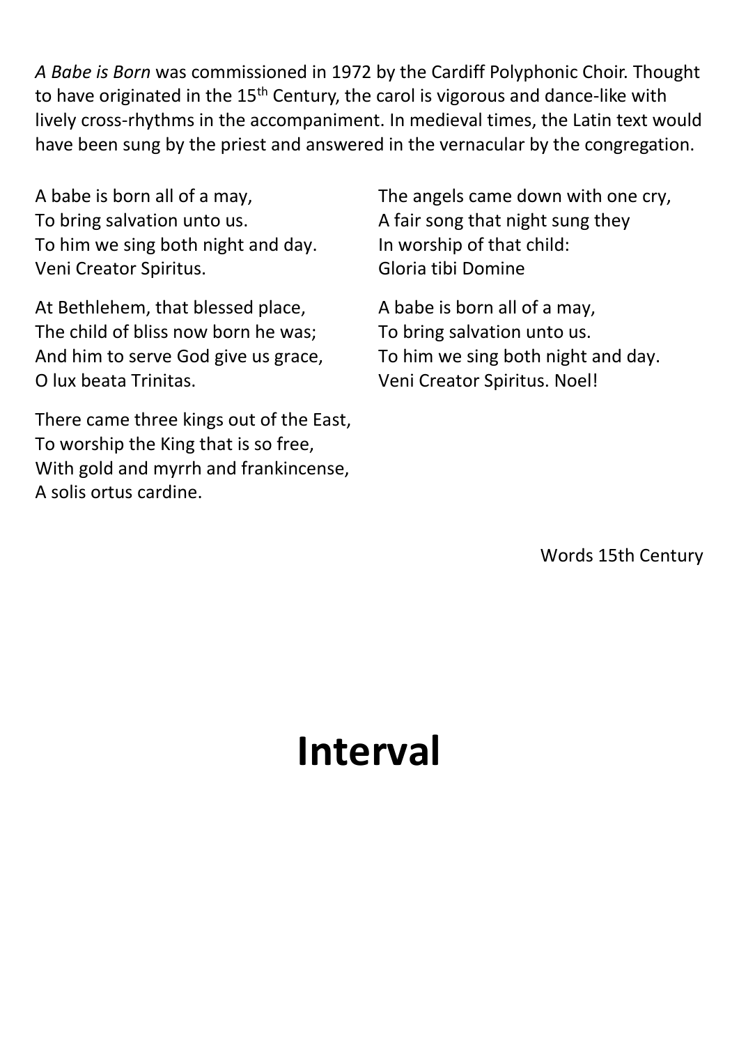*A Babe is Born* was commissioned in 1972 by the Cardiff Polyphonic Choir. Thought to have originated in the 15th Century, the carol is vigorous and dance-like with lively cross-rhythms in the accompaniment. In medieval times, the Latin text would have been sung by the priest and answered in the vernacular by the congregation.

A babe is born all of a may,
To bring salvation unto us.
To him we sing both night and day.
Veni Creator Spiritus.

At Bethlehem, that blessed place,
The child of bliss now born he was;
And him to serve God give us grace,
O lux beata Trinitas.

There came three kings out of the East,
To worship the King that is so free,
With gold and myrrh and frankincense,
A solis ortus cardine.

The angels came down with one cry,
A fair song that night sung they
In worship of that child:
Gloria tibi Domine

A babe is born all of a may,
To bring salvation unto us.
To him we sing both night and day.
Veni Creator Spiritus. Noel!

Words 15th Century

# Interval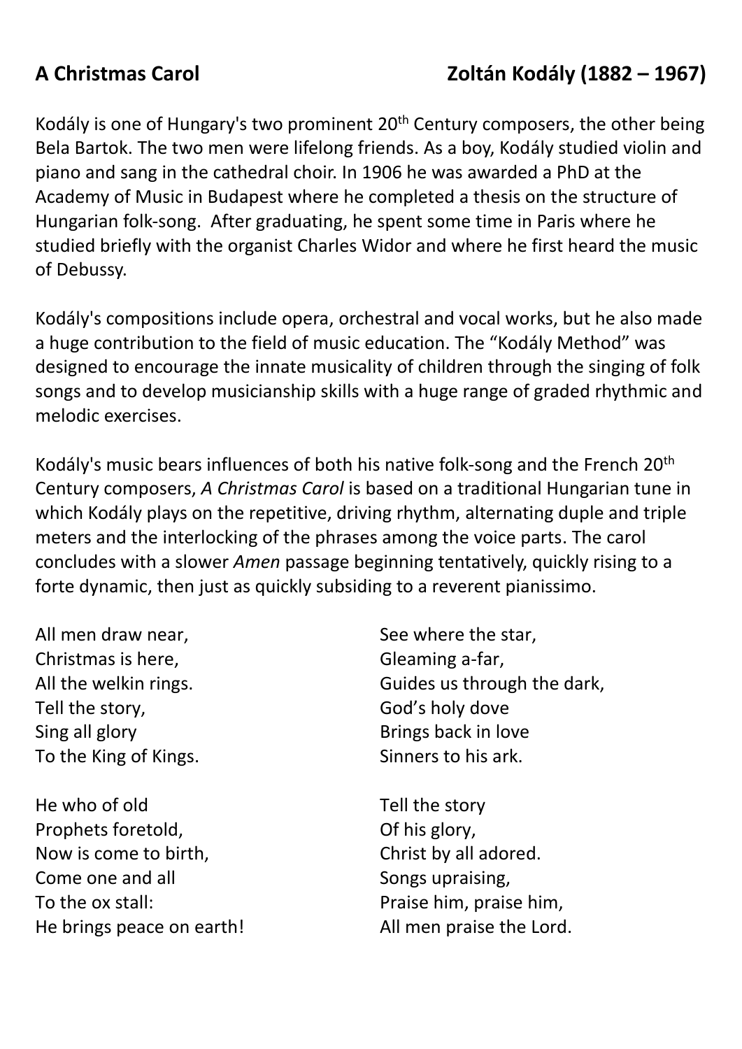## A Christmas Carol — Zoltán Kodály (1882 – 1967)

Kodály is one of Hungary's two prominent 20th Century composers, the other being Bela Bartok. The two men were lifelong friends. As a boy, Kodály studied violin and piano and sang in the cathedral choir. In 1906 he was awarded a PhD at the Academy of Music in Budapest where he completed a thesis on the structure of Hungarian folk-song. After graduating, he spent some time in Paris where he studied briefly with the organist Charles Widor and where he first heard the music of Debussy.

Kodály's compositions include opera, orchestral and vocal works, but he also made a huge contribution to the field of music education. The "Kodály Method" was designed to encourage the innate musicality of children through the singing of folk songs and to develop musicianship skills with a huge range of graded rhythmic and melodic exercises.

Kodály's music bears influences of both his native folk-song and the French 20th Century composers, *A Christmas Carol* is based on a traditional Hungarian tune in which Kodály plays on the repetitive, driving rhythm, alternating duple and triple meters and the interlocking of the phrases among the voice parts. The carol concludes with a slower *Amen* passage beginning tentatively, quickly rising to a forte dynamic, then just as quickly subsiding to a reverent pianissimo.

All men draw near,
Christmas is here,
All the welkin rings.
Tell the story,
Sing all glory
To the King of Kings.

He who of old
Prophets foretold,
Now is come to birth,
Come one and all
To the ox stall:
He brings peace on earth!

See where the star,
Gleaming a-far,
Guides us through the dark,
God's holy dove
Brings back in love
Sinners to his ark.

Tell the story
Of his glory,
Christ by all adored.
Songs upraising,
Praise him, praise him,
All men praise the Lord.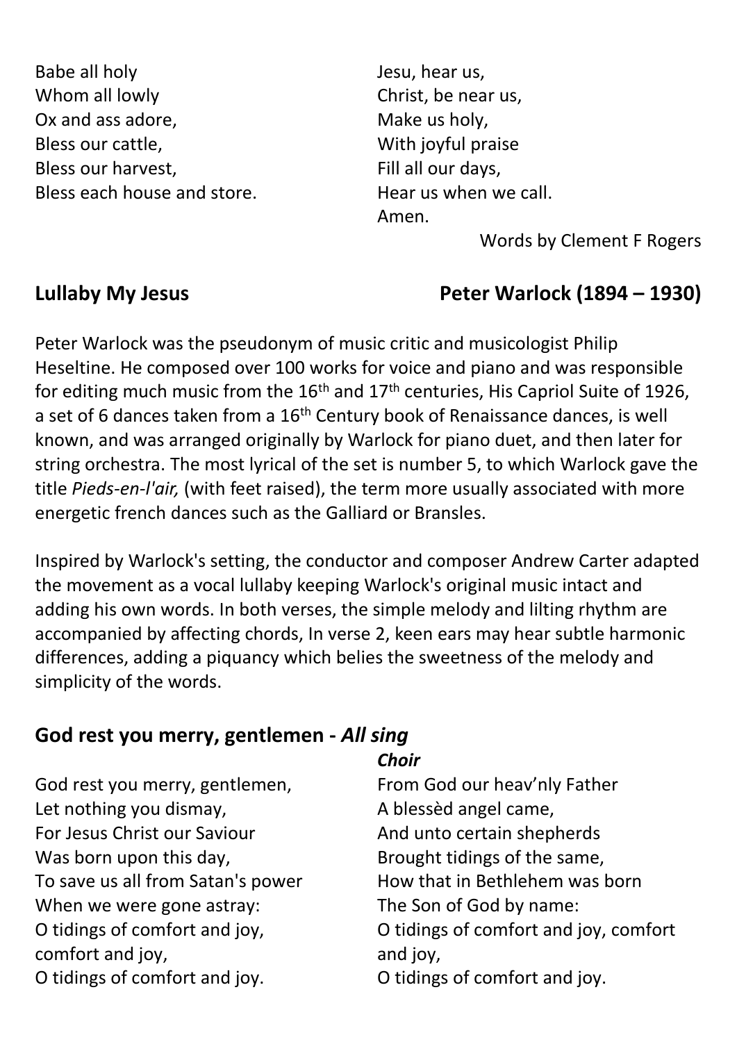Babe all holy
Whom all lowly
Ox and ass adore,
Bless our cattle,
Bless our harvest,
Bless each house and store.

Jesu, hear us,
Christ, be near us,
Make us holy,
With joyful praise
Fill all our days,
Hear us when we call.
Amen.

Words by Clement F Rogers

## Lullaby My Jesus — Peter Warlock (1894 – 1930)

Peter Warlock was the pseudonym of music critic and musicologist Philip Heseltine. He composed over 100 works for voice and piano and was responsible for editing much music from the 16th and 17th centuries, His Capriol Suite of 1926, a set of 6 dances taken from a 16th Century book of Renaissance dances, is well known, and was arranged originally by Warlock for piano duet, and then later for string orchestra. The most lyrical of the set is number 5, to which Warlock gave the title *Pieds-en-l'air,* (with feet raised), the term more usually associated with more energetic french dances such as the Galliard or Bransles.

Inspired by Warlock's setting, the conductor and composer Andrew Carter adapted the movement as a vocal lullaby keeping Warlock's original music intact and adding his own words. In both verses, the simple melody and lilting rhythm are accompanied by affecting chords, In verse 2, keen ears may hear subtle harmonic differences, adding a piquancy which belies the sweetness of the melody and simplicity of the words.

## God rest you merry, gentlemen - *All sing*

God rest you merry, gentlemen,
Let nothing you dismay,
For Jesus Christ our Saviour
Was born upon this day,
To save us all from Satan's power
When we were gone astray:
O tidings of comfort and joy, comfort and joy,
O tidings of comfort and joy.

***Choir***

From God our heav'nly Father
A blessèd angel came,
And unto certain shepherds
Brought tidings of the same,
How that in Bethlehem was born
The Son of God by name:
O tidings of comfort and joy, comfort and joy,
O tidings of comfort and joy.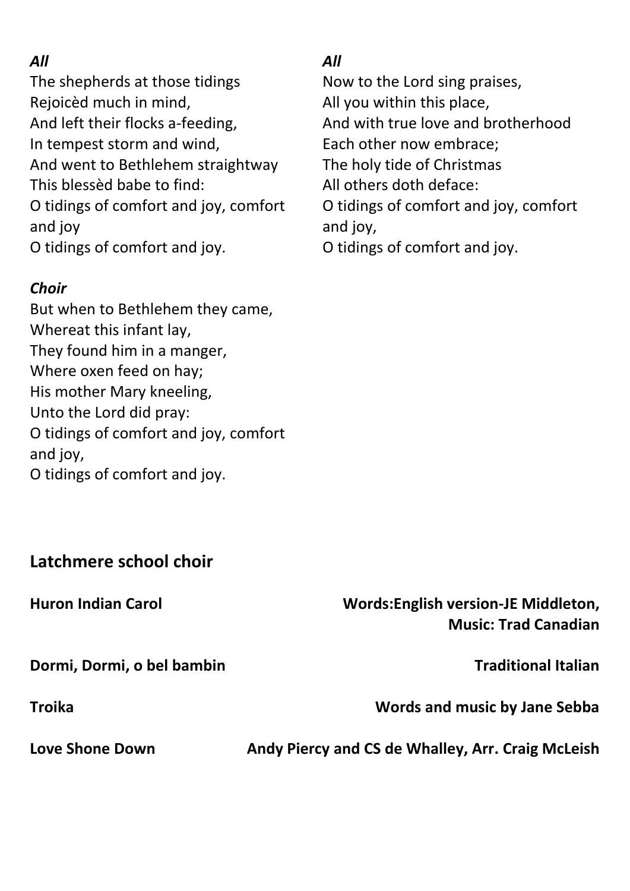*All*

The shepherds at those tidings
Rejoicèd much in mind,
And left their flocks a-feeding,
In tempest storm and wind,
And went to Bethlehem straightway
This blessèd babe to find:
O tidings of comfort and joy, comfort and joy
O tidings of comfort and joy.

***Choir***

But when to Bethlehem they came,
Whereat this infant lay,
They found him in a manger,
Where oxen feed on hay;
His mother Mary kneeling,
Unto the Lord did pray:
O tidings of comfort and joy, comfort and joy,
O tidings of comfort and joy.

*All*

Now to the Lord sing praises,
All you within this place,
And with true love and brotherhood
Each other now embrace;
The holy tide of Christmas
All others doth deface:
O tidings of comfort and joy, comfort and joy,
O tidings of comfort and joy.

## Latchmere school choir

**Huron Indian Carol** — **Words:English version-JE Middleton, Music: Trad Canadian**

**Dormi, Dormi, o bel bambin** — **Traditional Italian**

**Troika** — **Words and music by Jane Sebba**

**Love Shone Down** — **Andy Piercy and CS de Whalley, Arr. Craig McLeish**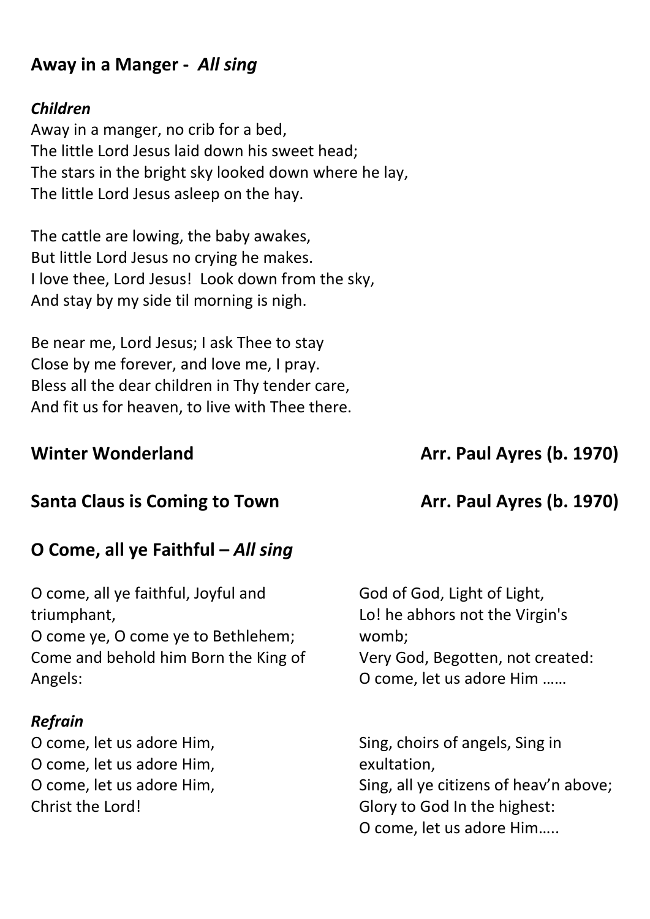## Away in a Manger - *All sing*

***Children***

Away in a manger, no crib for a bed,
The little Lord Jesus laid down his sweet head;
The stars in the bright sky looked down where he lay,
The little Lord Jesus asleep on the hay.

The cattle are lowing, the baby awakes,
But little Lord Jesus no crying he makes.
I love thee, Lord Jesus! Look down from the sky,
And stay by my side til morning is nigh.

Be near me, Lord Jesus; I ask Thee to stay
Close by me forever, and love me, I pray.
Bless all the dear children in Thy tender care,
And fit us for heaven, to live with Thee there.

## Winter Wonderland — Arr. Paul Ayres (b. 1970)

## Santa Claus is Coming to Town — Arr. Paul Ayres (b. 1970)

## O Come, all ye Faithful – *All sing*

O come, all ye faithful, Joyful and triumphant,
O come ye, O come ye to Bethlehem;
Come and behold him Born the King of Angels:

***Refrain***

O come, let us adore Him,
O come, let us adore Him,
O come, let us adore Him,
Christ the Lord!

God of God, Light of Light,
Lo! he abhors not the Virgin's womb;
Very God, Begotten, not created:
O come, let us adore Him ……

Sing, choirs of angels, Sing in exultation,
Sing, all ye citizens of heav'n above;
Glory to God In the highest:
O come, let us adore Him…..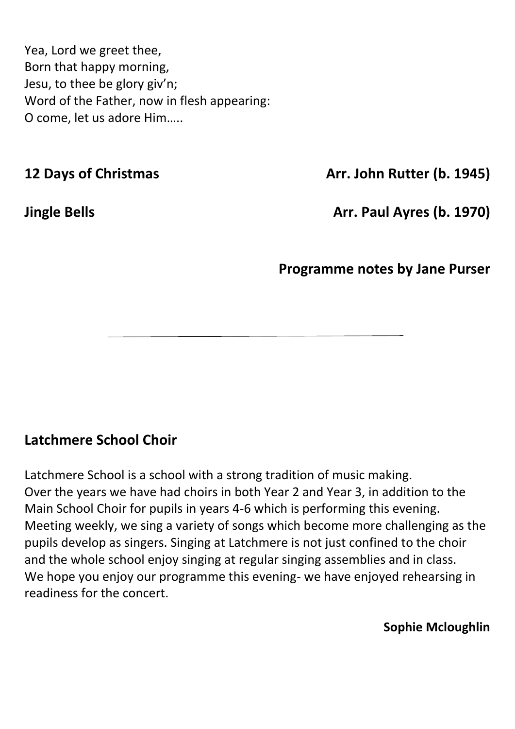Yea, Lord we greet thee,
Born that happy morning,
Jesu, to thee be glory giv'n;
Word of the Father, now in flesh appearing:
O come, let us adore Him…..

**12 Days of Christmas** **Arr. John Rutter (b. 1945)**

**Jingle Bells** **Arr. Paul Ayres (b. 1970)**

**Programme notes by Jane Purser**

---

## Latchmere School Choir

Latchmere School is a school with a strong tradition of music making.
Over the years we have had choirs in both Year 2 and Year 3, in addition to the Main School Choir for pupils in years 4-6 which is performing this evening. Meeting weekly, we sing a variety of songs which become more challenging as the pupils develop as singers. Singing at Latchmere is not just confined to the choir and the whole school enjoy singing at regular singing assemblies and in class. We hope you enjoy our programme this evening- we have enjoyed rehearsing in readiness for the concert.

**Sophie Mcloughlin**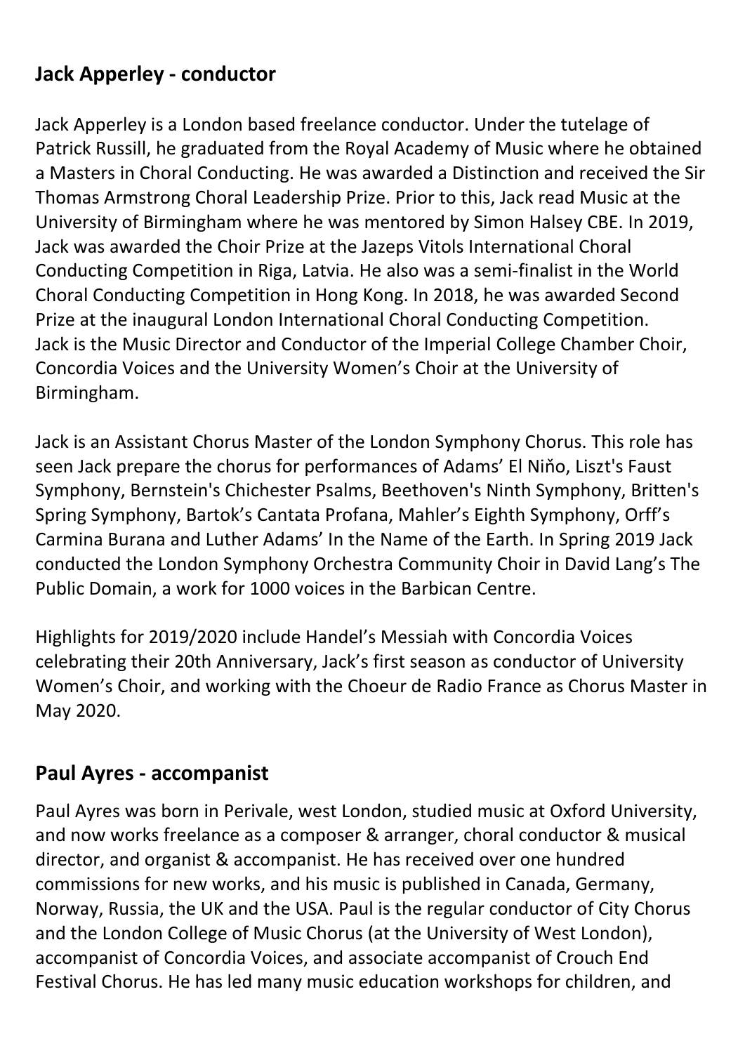## Jack Apperley - conductor

Jack Apperley is a London based freelance conductor. Under the tutelage of Patrick Russill, he graduated from the Royal Academy of Music where he obtained a Masters in Choral Conducting. He was awarded a Distinction and received the Sir Thomas Armstrong Choral Leadership Prize. Prior to this, Jack read Music at the University of Birmingham where he was mentored by Simon Halsey CBE. In 2019, Jack was awarded the Choir Prize at the Jazeps Vitols International Choral Conducting Competition in Riga, Latvia. He also was a semi-finalist in the World Choral Conducting Competition in Hong Kong. In 2018, he was awarded Second Prize at the inaugural London International Choral Conducting Competition. Jack is the Music Director and Conductor of the Imperial College Chamber Choir, Concordia Voices and the University Women's Choir at the University of Birmingham.

Jack is an Assistant Chorus Master of the London Symphony Chorus. This role has seen Jack prepare the chorus for performances of Adams' El Niňo, Liszt's Faust Symphony, Bernstein's Chichester Psalms, Beethoven's Ninth Symphony, Britten's Spring Symphony, Bartok's Cantata Profana, Mahler's Eighth Symphony, Orff's Carmina Burana and Luther Adams' In the Name of the Earth. In Spring 2019 Jack conducted the London Symphony Orchestra Community Choir in David Lang's The Public Domain, a work for 1000 voices in the Barbican Centre.

Highlights for 2019/2020 include Handel's Messiah with Concordia Voices celebrating their 20th Anniversary, Jack's first season as conductor of University Women's Choir, and working with the Choeur de Radio France as Chorus Master in May 2020.

## Paul Ayres - accompanist

Paul Ayres was born in Perivale, west London, studied music at Oxford University, and now works freelance as a composer & arranger, choral conductor & musical director, and organist & accompanist. He has received over one hundred commissions for new works, and his music is published in Canada, Germany, Norway, Russia, the UK and the USA. Paul is the regular conductor of City Chorus and the London College of Music Chorus (at the University of West London), accompanist of Concordia Voices, and associate accompanist of Crouch End Festival Chorus. He has led many music education workshops for children, and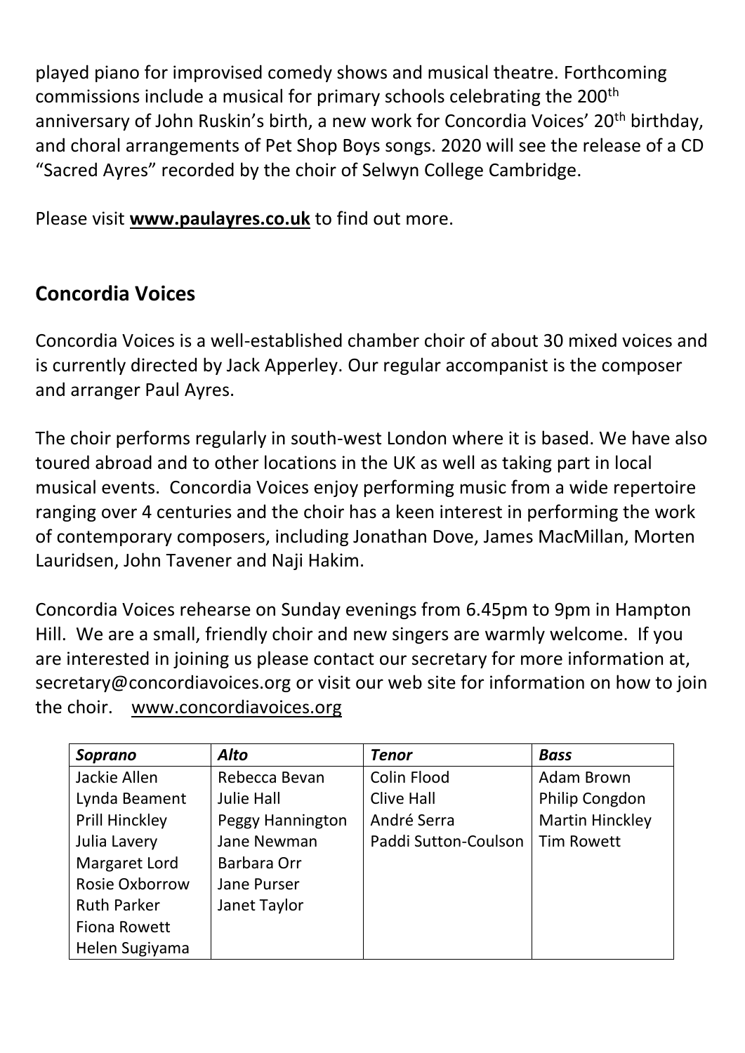played piano for improvised comedy shows and musical theatre. Forthcoming commissions include a musical for primary schools celebrating the 200th anniversary of John Ruskin's birth, a new work for Concordia Voices' 20th birthday, and choral arrangements of Pet Shop Boys songs. 2020 will see the release of a CD "Sacred Ayres" recorded by the choir of Selwyn College Cambridge.

Please visit **www.paulayres.co.uk** to find out more.

## Concordia Voices

Concordia Voices is a well-established chamber choir of about 30 mixed voices and is currently directed by Jack Apperley. Our regular accompanist is the composer and arranger Paul Ayres.

The choir performs regularly in south-west London where it is based. We have also toured abroad and to other locations in the UK as well as taking part in local musical events. Concordia Voices enjoy performing music from a wide repertoire ranging over 4 centuries and the choir has a keen interest in performing the work of contemporary composers, including Jonathan Dove, James MacMillan, Morten Lauridsen, John Tavener and Naji Hakim.

Concordia Voices rehearse on Sunday evenings from 6.45pm to 9pm in Hampton Hill. We are a small, friendly choir and new singers are warmly welcome. If you are interested in joining us please contact our secretary for more information at, secretary@concordiavoices.org or visit our web site for information on how to join the choir. www.concordiavoices.org

| ***Soprano*** | ***Alto*** | ***Tenor*** | ***Bass*** |
|---|---|---|---|
| Jackie Allen | Rebecca Bevan | Colin Flood | Adam Brown |
| Lynda Beament | Julie Hall | Clive Hall | Philip Congdon |
| Prill Hinckley | Peggy Hannington | André Serra | Martin Hinckley |
| Julia Lavery | Jane Newman | Paddi Sutton-Coulson | Tim Rowett |
| Margaret Lord | Barbara Orr | | |
| Rosie Oxborrow | Jane Purser | | |
| Ruth Parker | Janet Taylor | | |
| Fiona Rowett | | | |
| Helen Sugiyama | | | |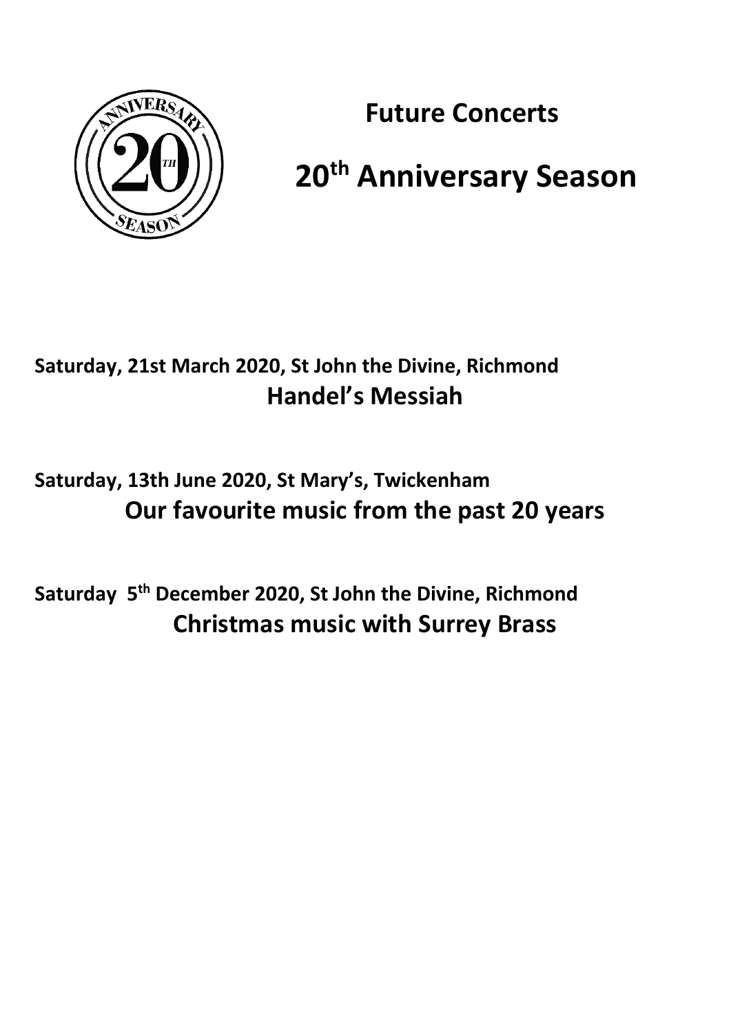# Future Concerts

# 20th Anniversary Season

**Saturday, 21st March 2020, St John the Divine, Richmond**

**Handel's Messiah**

**Saturday, 13th June 2020, St Mary's, Twickenham**

**Our favourite music from the past 20 years**

**Saturday 5th December 2020, St John the Divine, Richmond**

**Christmas music with Surrey Brass**